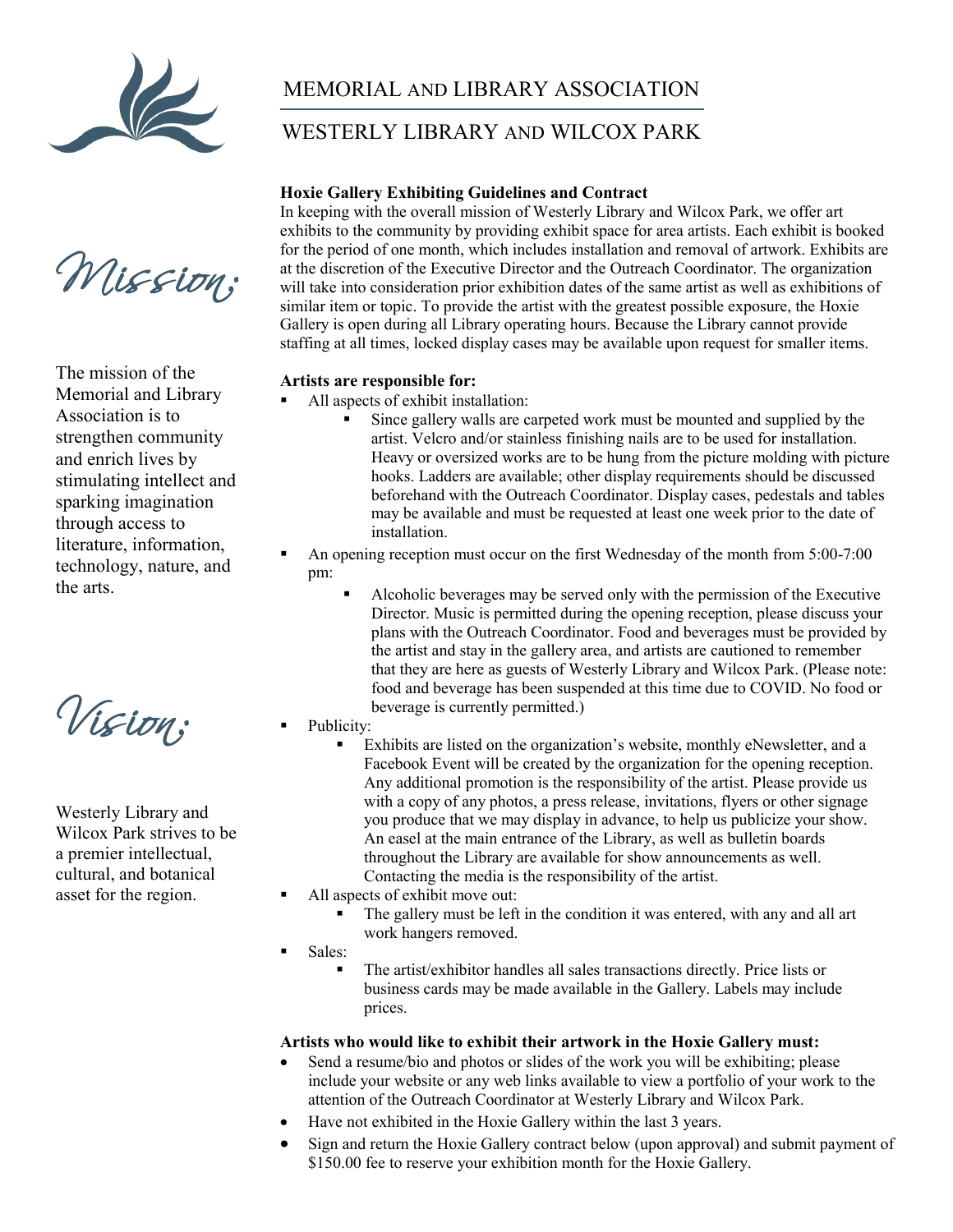# MEMORIAL AND LIBRARY ASSOCIATION

## WESTERLY LIBRARY AND WILCOX PARK

*Mission:*

The mission of the Memorial and Library Association is to strengthen community and enrich lives by stimulating intellect and sparking imagination through access to literature, information, technology, nature, and the arts.

*Vision:*

Westerly Library and Wilcox Park strives to be a premier intellectual, cultural, and botanical asset for the region.

**Hoxie Gallery Exhibiting Guidelines and Contract**

In keeping with the overall mission of Westerly Library and Wilcox Park, we offer art exhibits to the community by providing exhibit space for area artists. Each exhibit is booked for the period of one month, which includes installation and removal of artwork. Exhibits are at the discretion of the Executive Director and the Outreach Coordinator. The organization will take into consideration prior exhibition dates of the same artist as well as exhibitions of similar item or topic. To provide the artist with the greatest possible exposure, the Hoxie Gallery is open during all Library operating hours. Because the Library cannot provide staffing at all times, locked display cases may be available upon request for smaller items.

**Artists are responsible for:**

- All aspects of exhibit installation:
    - Since gallery walls are carpeted work must be mounted and supplied by the artist. Velcro and/or stainless finishing nails are to be used for installation. Heavy or oversized works are to be hung from the picture molding with picture hooks. Ladders are available; other display requirements should be discussed beforehand with the Outreach Coordinator. Display cases, pedestals and tables may be available and must be requested at least one week prior to the date of installation.
- An opening reception must occur on the first Wednesday of the month from 5:00-7:00 pm:
    - Alcoholic beverages may be served only with the permission of the Executive Director. Music is permitted during the opening reception, please discuss your plans with the Outreach Coordinator. Food and beverages must be provided by the artist and stay in the gallery area, and artists are cautioned to remember that they are here as guests of Westerly Library and Wilcox Park. (Please note: food and beverage has been suspended at this time due to COVID. No food or beverage is currently permitted.)
- Publicity:
    - Exhibits are listed on the organization's website, monthly eNewsletter, and a Facebook Event will be created by the organization for the opening reception. Any additional promotion is the responsibility of the artist. Please provide us with a copy of any photos, a press release, invitations, flyers or other signage you produce that we may display in advance, to help us publicize your show. An easel at the main entrance of the Library, as well as bulletin boards throughout the Library are available for show announcements as well. Contacting the media is the responsibility of the artist.
- All aspects of exhibit move out:
    - The gallery must be left in the condition it was entered, with any and all art work hangers removed.
- Sales:
    - The artist/exhibitor handles all sales transactions directly. Price lists or business cards may be made available in the Gallery. Labels may include prices.

**Artists who would like to exhibit their artwork in the Hoxie Gallery must:**

- Send a resume/bio and photos or slides of the work you will be exhibiting; please include your website or any web links available to view a portfolio of your work to the attention of the Outreach Coordinator at Westerly Library and Wilcox Park.
- Have not exhibited in the Hoxie Gallery within the last 3 years.
- Sign and return the Hoxie Gallery contract below (upon approval) and submit payment of $150.00 fee to reserve your exhibition month for the Hoxie Gallery.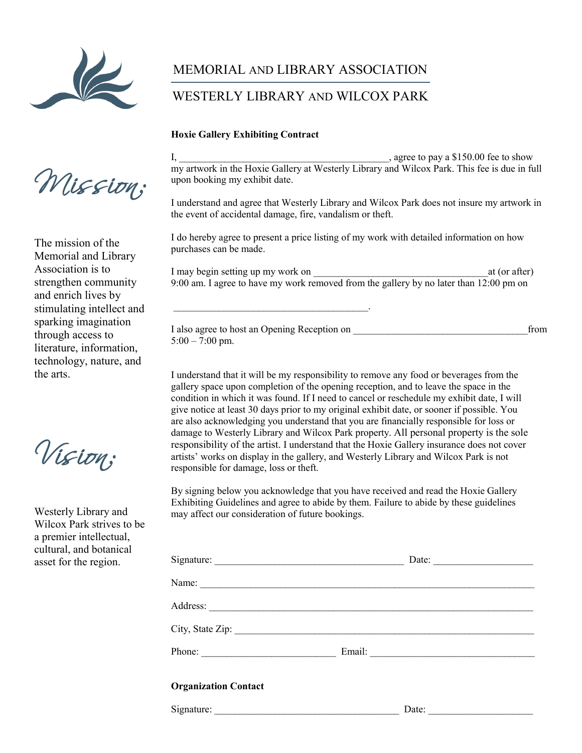# MEMORIAL AND LIBRARY ASSOCIATION

## WESTERLY LIBRARY AND WILCOX PARK

*Mission:*

The mission of the Memorial and Library Association is to strengthen community and enrich lives by stimulating intellect and sparking imagination through access to literature, information, technology, nature, and the arts.

*Vision:*

Westerly Library and Wilcox Park strives to be a premier intellectual, cultural, and botanical asset for the region.

**Hoxie Gallery Exhibiting Contract**

I, ___________________________________________, agree to pay a $150.00 fee to show my artwork in the Hoxie Gallery at Westerly Library and Wilcox Park. This fee is due in full upon booking my exhibit date.

I understand and agree that Westerly Library and Wilcox Park does not insure my artwork in the event of accidental damage, fire, vandalism or theft.

I do hereby agree to present a price listing of my work with detailed information on how purchases can be made.

I may begin setting up my work on ____________________________________at (or after) 9:00 am. I agree to have my work removed from the gallery by no later than 12:00 pm on

________________________________________.

I also agree to host an Opening Reception on ____________________________________from 5:00 – 7:00 pm.

I understand that it will be my responsibility to remove any food or beverages from the gallery space upon completion of the opening reception, and to leave the space in the condition in which it was found. If I need to cancel or reschedule my exhibit date, I will give notice at least 30 days prior to my original exhibit date, or sooner if possible. You are also acknowledging you understand that you are financially responsible for loss or damage to Westerly Library and Wilcox Park property. All personal property is the sole responsibility of the artist. I understand that the Hoxie Gallery insurance does not cover artists' works on display in the gallery, and Westerly Library and Wilcox Park is not responsible for damage, loss or theft.

By signing below you acknowledge that you have received and read the Hoxie Gallery Exhibiting Guidelines and agree to abide by them. Failure to abide by these guidelines may affect our consideration of future bookings.

Signature: ______________________________________ Date: ____________________

Name: _____________________________________________________________________

Address: ___________________________________________________________________

City, State Zip: ______________________________________________________________

Phone: ___________________________ Email: _________________________________

**Organization Contact**

Signature: _____________________________________ Date: _____________________